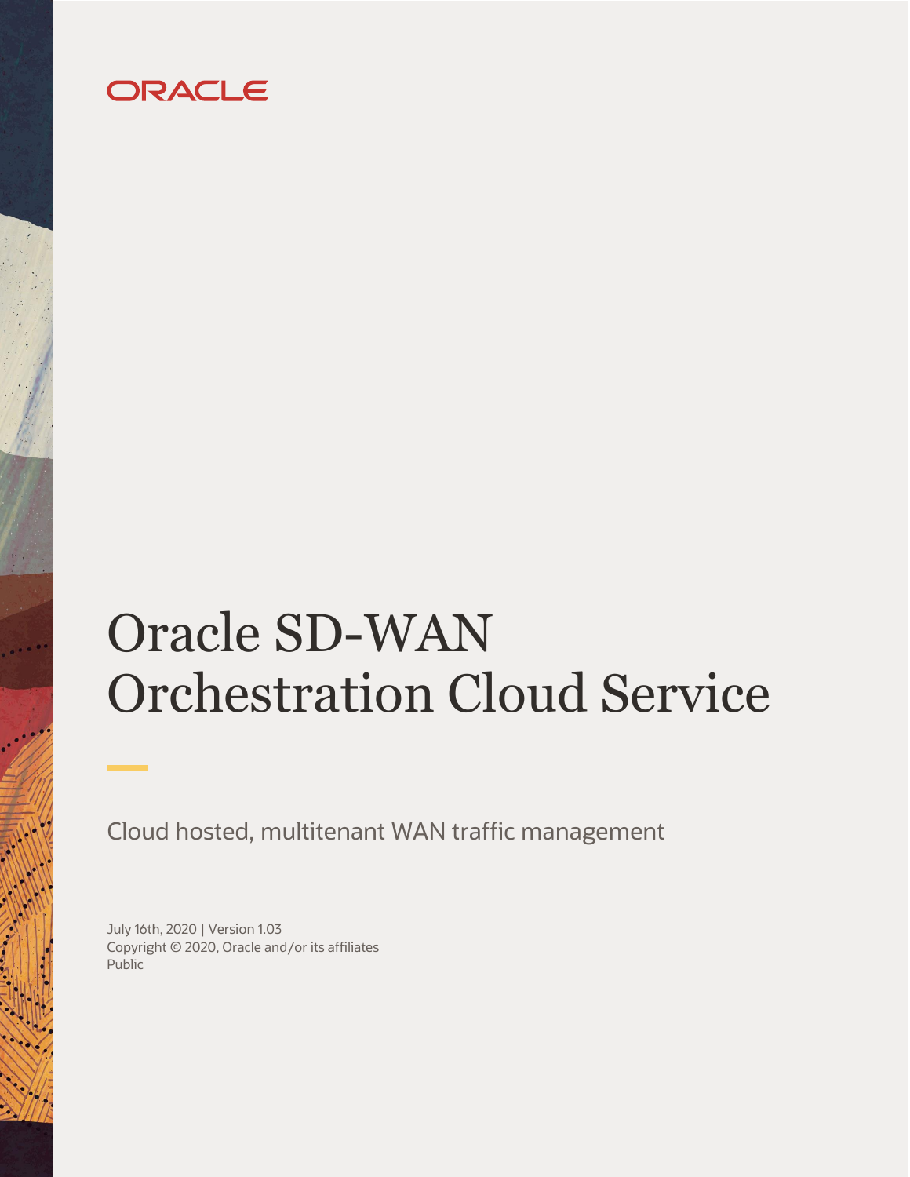ORACLE

# Oracle SD-WAN Orchestration Cloud Service

Cloud hosted, multitenant WAN traffic management

July 16th, 2020 | Version 1.03
Copyright © 2020, Oracle and/or its affiliates
Public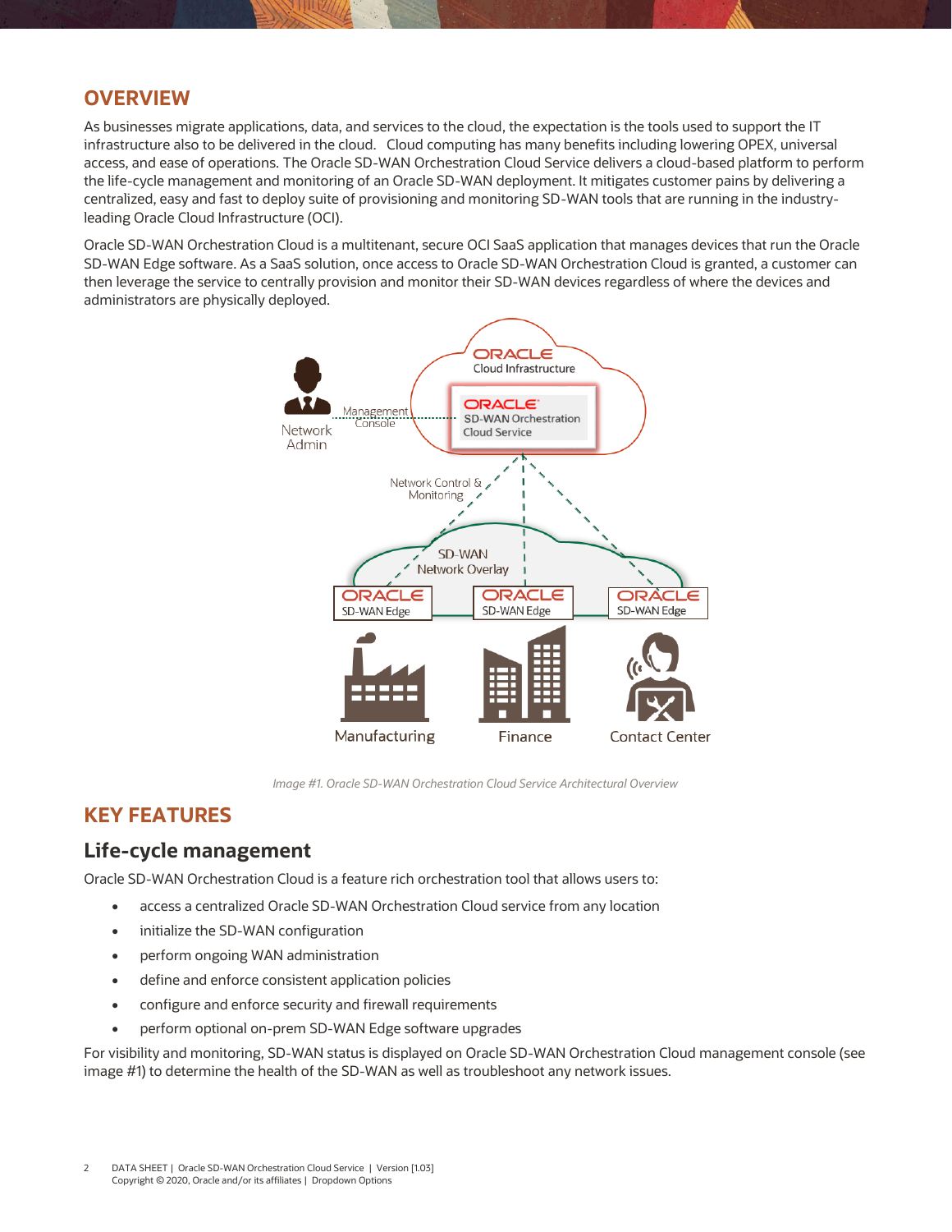## OVERVIEW

As businesses migrate applications, data, and services to the cloud, the expectation is the tools used to support the IT infrastructure also to be delivered in the cloud. Cloud computing has many benefits including lowering OPEX, universal access, and ease of operations. The Oracle SD-WAN Orchestration Cloud Service delivers a cloud-based platform to perform the life-cycle management and monitoring of an Oracle SD-WAN deployment. It mitigates customer pains by delivering a centralized, easy and fast to deploy suite of provisioning and monitoring SD-WAN tools that are running in the industry-leading Oracle Cloud Infrastructure (OCI).

Oracle SD-WAN Orchestration Cloud is a multitenant, secure OCI SaaS application that manages devices that run the Oracle SD-WAN Edge software. As a SaaS solution, once access to Oracle SD-WAN Orchestration Cloud is granted, a customer can then leverage the service to centrally provision and monitor their SD-WAN devices regardless of where the devices and administrators are physically deployed.

*Image #1. Oracle SD-WAN Orchestration Cloud Service Architectural Overview*

## KEY FEATURES

### Life-cycle management

Oracle SD-WAN Orchestration Cloud is a feature rich orchestration tool that allows users to:

- access a centralized Oracle SD-WAN Orchestration Cloud service from any location
- initialize the SD-WAN configuration
- perform ongoing WAN administration
- define and enforce consistent application policies
- configure and enforce security and firewall requirements
- perform optional on-prem SD-WAN Edge software upgrades

For visibility and monitoring, SD-WAN status is displayed on Oracle SD-WAN Orchestration Cloud management console (see image #1) to determine the health of the SD-WAN as well as troubleshoot any network issues.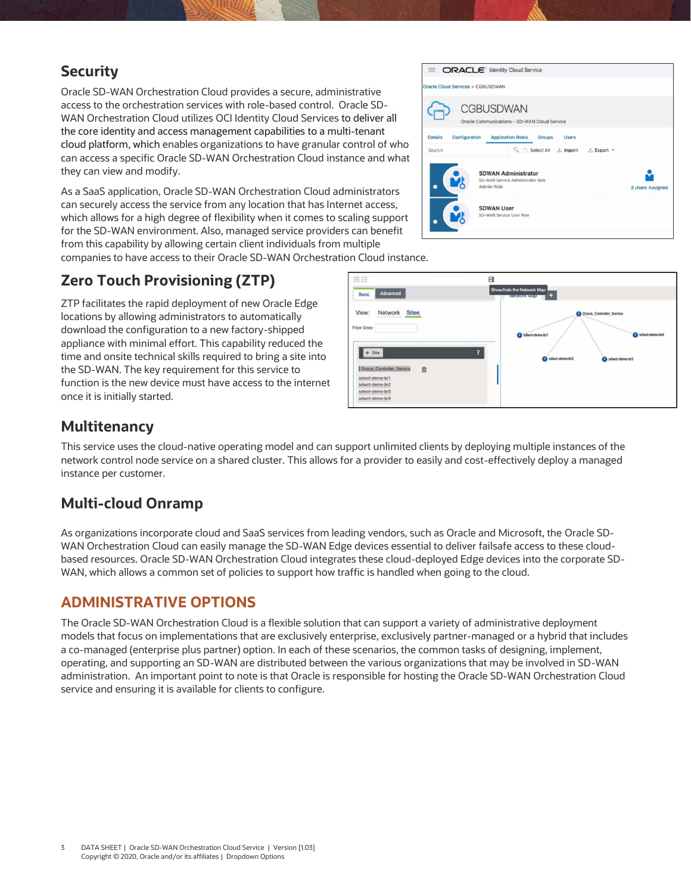## Security

Oracle SD-WAN Orchestration Cloud provides a secure, administrative access to the orchestration services with role-based control. Oracle SD-WAN Orchestration Cloud utilizes OCI Identity Cloud Services to deliver all the core identity and access management capabilities to a multi-tenant cloud platform, which enables organizations to have granular control of who can access a specific Oracle SD-WAN Orchestration Cloud instance and what they can view and modify.

As a SaaS application, Oracle SD-WAN Orchestration Cloud administrators can securely access the service from any location that has Internet access, which allows for a high degree of flexibility when it comes to scaling support for the SD-WAN environment. Also, managed service providers can benefit from this capability by allowing certain client individuals from multiple companies to have access to their Oracle SD-WAN Orchestration Cloud instance.

## Zero Touch Provisioning (ZTP)

ZTP facilitates the rapid deployment of new Oracle Edge locations by allowing administrators to automatically download the configuration to a new factory-shipped appliance with minimal effort. This capability reduced the time and onsite technical skills required to bring a site into the SD-WAN. The key requirement for this service to function is the new device must have access to the internet once it is initially started.

## Multitenancy

This service uses the cloud-native operating model and can support unlimited clients by deploying multiple instances of the network control node service on a shared cluster. This allows for a provider to easily and cost-effectively deploy a managed instance per customer.

## Multi-cloud Onramp

As organizations incorporate cloud and SaaS services from leading vendors, such as Oracle and Microsoft, the Oracle SD-WAN Orchestration Cloud can easily manage the SD-WAN Edge devices essential to deliver failsafe access to these cloud-based resources. Oracle SD-WAN Orchestration Cloud integrates these cloud-deployed Edge devices into the corporate SD-WAN, which allows a common set of policies to support how traffic is handled when going to the cloud.

# ADMINISTRATIVE OPTIONS

The Oracle SD-WAN Orchestration Cloud is a flexible solution that can support a variety of administrative deployment models that focus on implementations that are exclusively enterprise, exclusively partner-managed or a hybrid that includes a co-managed (enterprise plus partner) option. In each of these scenarios, the common tasks of designing, implement, operating, and supporting an SD-WAN are distributed between the various organizations that may be involved in SD-WAN administration. An important point to note is that Oracle is responsible for hosting the Oracle SD-WAN Orchestration Cloud service and ensuring it is available for clients to configure.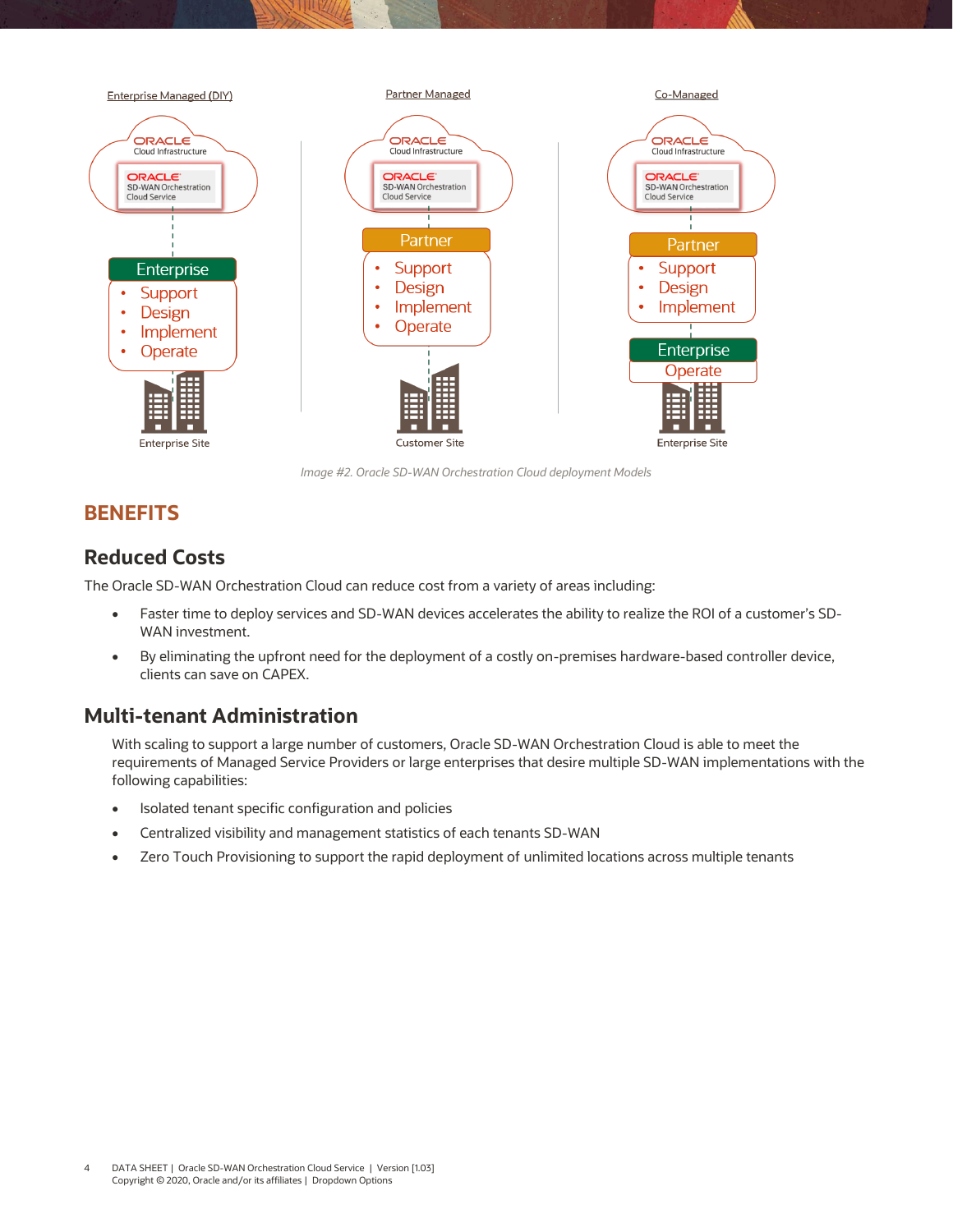Enterprise Managed (DIY)

Partner Managed

Co-Managed

*Image #2. Oracle SD-WAN Orchestration Cloud deployment Models*

## BENEFITS

### Reduced Costs

The Oracle SD-WAN Orchestration Cloud can reduce cost from a variety of areas including:

- Faster time to deploy services and SD-WAN devices accelerates the ability to realize the ROI of a customer's SD-WAN investment.
- By eliminating the upfront need for the deployment of a costly on-premises hardware-based controller device, clients can save on CAPEX.

### Multi-tenant Administration

With scaling to support a large number of customers, Oracle SD-WAN Orchestration Cloud is able to meet the requirements of Managed Service Providers or large enterprises that desire multiple SD-WAN implementations with the following capabilities:

- Isolated tenant specific configuration and policies
- Centralized visibility and management statistics of each tenants SD-WAN
- Zero Touch Provisioning to support the rapid deployment of unlimited locations across multiple tenants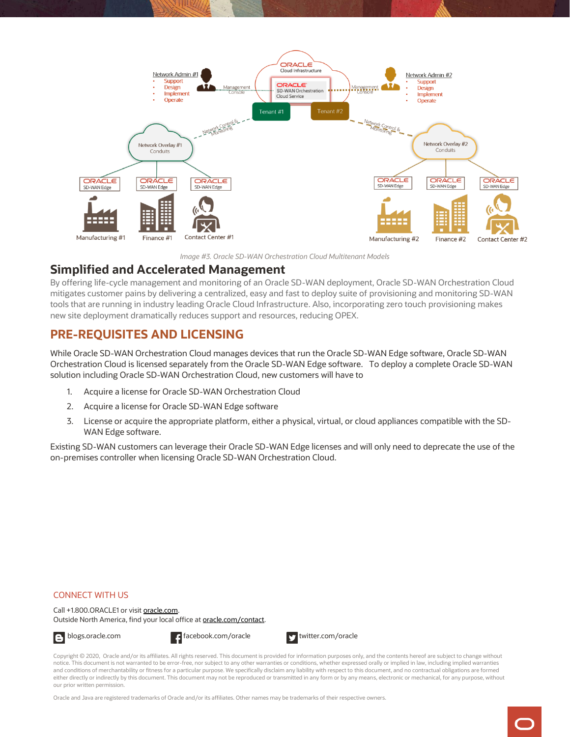Network Admin #1
- Support
- Design
- Implement
- Operate

Management Console

ORACLE Cloud Infrastructure

ORACLE SD-WAN Orchestration Cloud Service

Management Console

Network Admin #2
- Support
- Design
- Implement
- Operate

Tenant #1

Tenant #2

Network Control & Monitoring

Network Control & Monitoring

Network Overlay #1 Conduits

Network Overlay #2 Conduits

ORACLE SD-WAN Edge

ORACLE SD-WAN Edge

ORACLE SD-WAN Edge

ORACLE SD-WAN Edge

ORACLE SD-WAN Edge

ORACLE SD-WAN Edge

Manufacturing #1

Finance #1

Contact Center #1

Manufacturing #2

Finance #2

Contact Center #2

*Image #3. Oracle SD-WAN Orchestration Cloud Multitenant Models*

## Simplified and Accelerated Management

By offering life-cycle management and monitoring of an Oracle SD-WAN deployment, Oracle SD-WAN Orchestration Cloud mitigates customer pains by delivering a centralized, easy and fast to deploy suite of provisioning and monitoring SD-WAN tools that are running in industry leading Oracle Cloud Infrastructure. Also, incorporating zero touch provisioning makes new site deployment dramatically reduces support and resources, reducing OPEX.

## PRE-REQUISITES AND LICENSING

While Oracle SD-WAN Orchestration Cloud manages devices that run the Oracle SD-WAN Edge software, Oracle SD-WAN Orchestration Cloud is licensed separately from the Oracle SD-WAN Edge software. To deploy a complete Oracle SD-WAN solution including Oracle SD-WAN Orchestration Cloud, new customers will have to

1. Acquire a license for Oracle SD-WAN Orchestration Cloud
2. Acquire a license for Oracle SD-WAN Edge software
3. License or acquire the appropriate platform, either a physical, virtual, or cloud appliances compatible with the SD-WAN Edge software.

Existing SD-WAN customers can leverage their Oracle SD-WAN Edge licenses and will only need to deprecate the use of the on-premises controller when licensing Oracle SD-WAN Orchestration Cloud.

CONNECT WITH US

Call +1.800.ORACLE1 or visit oracle.com.
Outside North America, find your local office at oracle.com/contact.

blogs.oracle.com facebook.com/oracle twitter.com/oracle

Copyright © 2020, Oracle and/or its affiliates. All rights reserved. This document is provided for information purposes only, and the contents hereof are subject to change without notice. This document is not warranted to be error-free, nor subject to any other warranties or conditions, whether expressed orally or implied in law, including implied warranties and conditions of merchantability or fitness for a particular purpose. We specifically disclaim any liability with respect to this document, and no contractual obligations are formed either directly or indirectly by this document. This document may not be reproduced or transmitted in any form or by any means, electronic or mechanical, for any purpose, without our prior written permission.

Oracle and Java are registered trademarks of Oracle and/or its affiliates. Other names may be trademarks of their respective owners.